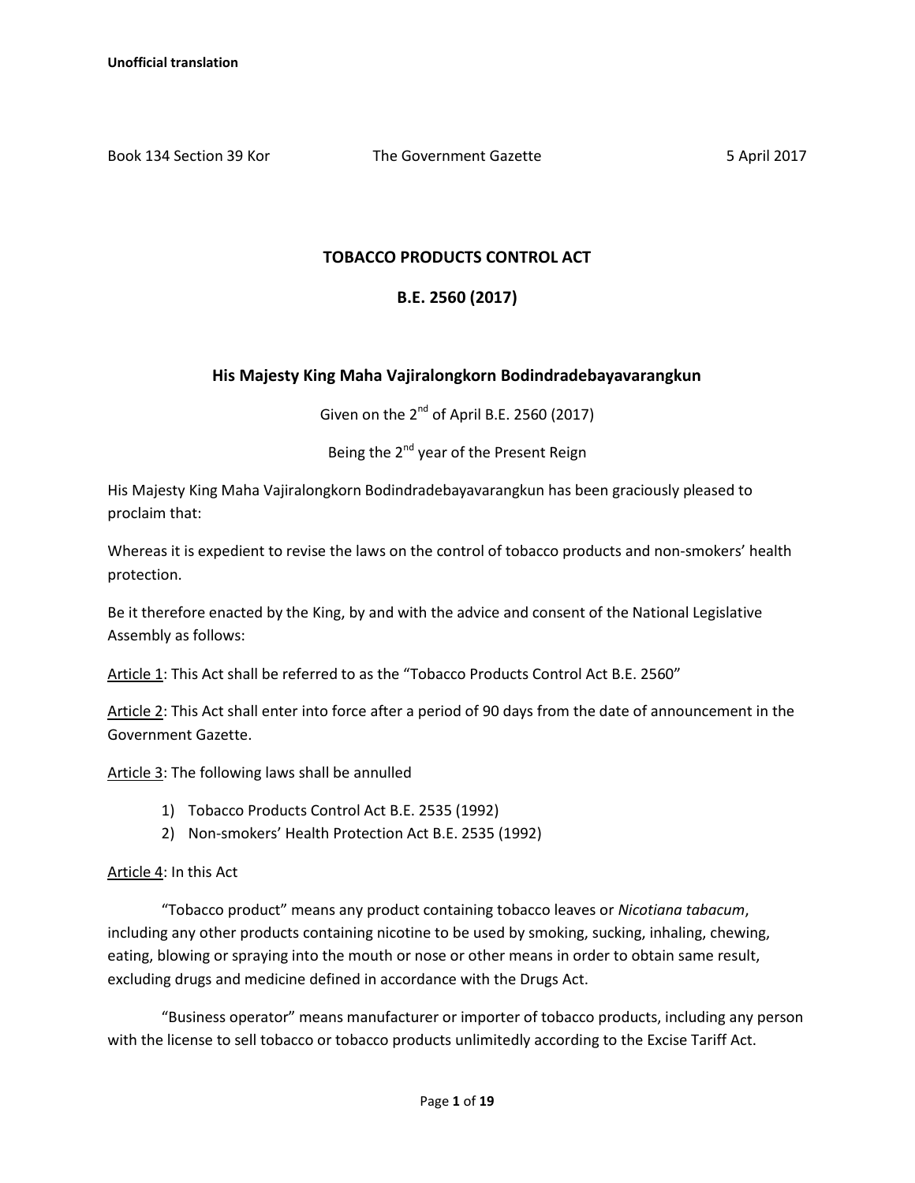**Unofficial translation**

Book 134 Section 39 Kor          The Government Gazette          5 April 2017

# TOBACCO PRODUCTS CONTROL ACT

# B.E. 2560 (2017)

## His Majesty King Maha Vajiralongkorn Bodindradebayavarangkun

Given on the 2nd of April B.E. 2560 (2017)

Being the 2nd year of the Present Reign

His Majesty King Maha Vajiralongkorn Bodindradebayavarangkun has been graciously pleased to proclaim that:

Whereas it is expedient to revise the laws on the control of tobacco products and non-smokers' health protection.

Be it therefore enacted by the King, by and with the advice and consent of the National Legislative Assembly as follows:

<u>Article 1</u>: This Act shall be referred to as the "Tobacco Products Control Act B.E. 2560"

<u>Article 2</u>: This Act shall enter into force after a period of 90 days from the date of announcement in the Government Gazette.

<u>Article 3</u>: The following laws shall be annulled

1) Tobacco Products Control Act B.E. 2535 (1992)
2) Non-smokers' Health Protection Act B.E. 2535 (1992)

<u>Article 4</u>: In this Act

"Tobacco product" means any product containing tobacco leaves or *Nicotiana tabacum*, including any other products containing nicotine to be used by smoking, sucking, inhaling, chewing, eating, blowing or spraying into the mouth or nose or other means in order to obtain same result, excluding drugs and medicine defined in accordance with the Drugs Act.

"Business operator" means manufacturer or importer of tobacco products, including any person with the license to sell tobacco or tobacco products unlimitedly according to the Excise Tariff Act.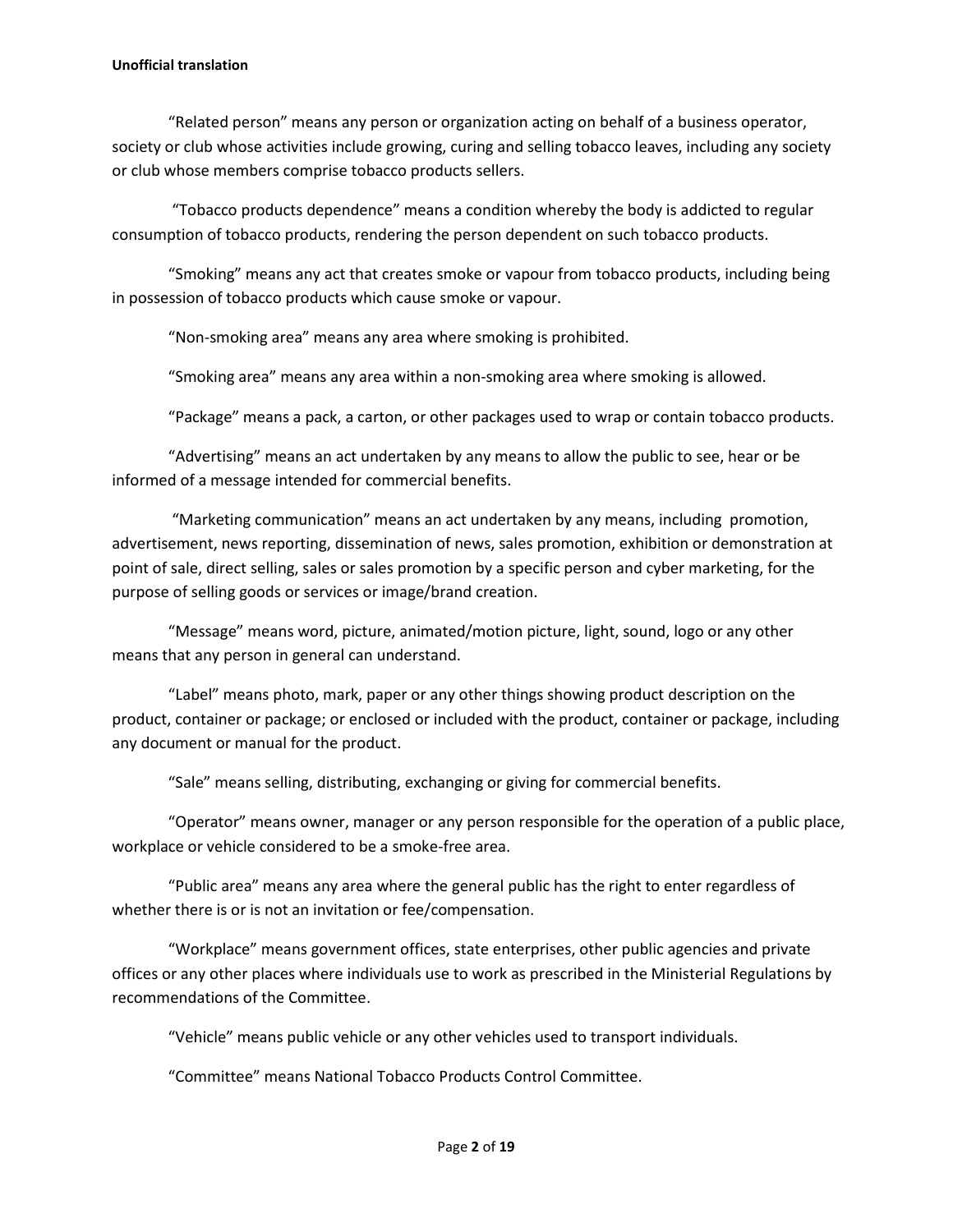**Unofficial translation**

"Related person" means any person or organization acting on behalf of a business operator, society or club whose activities include growing, curing and selling tobacco leaves, including any society or club whose members comprise tobacco products sellers.

"Tobacco products dependence" means a condition whereby the body is addicted to regular consumption of tobacco products, rendering the person dependent on such tobacco products.

"Smoking" means any act that creates smoke or vapour from tobacco products, including being in possession of tobacco products which cause smoke or vapour.

"Non-smoking area" means any area where smoking is prohibited.

"Smoking area" means any area within a non-smoking area where smoking is allowed.

"Package" means a pack, a carton, or other packages used to wrap or contain tobacco products.

"Advertising" means an act undertaken by any means to allow the public to see, hear or be informed of a message intended for commercial benefits.

"Marketing communication" means an act undertaken by any means, including promotion, advertisement, news reporting, dissemination of news, sales promotion, exhibition or demonstration at point of sale, direct selling, sales or sales promotion by a specific person and cyber marketing, for the purpose of selling goods or services or image/brand creation.

"Message" means word, picture, animated/motion picture, light, sound, logo or any other means that any person in general can understand.

"Label" means photo, mark, paper or any other things showing product description on the product, container or package; or enclosed or included with the product, container or package, including any document or manual for the product.

"Sale" means selling, distributing, exchanging or giving for commercial benefits.

"Operator" means owner, manager or any person responsible for the operation of a public place, workplace or vehicle considered to be a smoke-free area.

"Public area" means any area where the general public has the right to enter regardless of whether there is or is not an invitation or fee/compensation.

"Workplace" means government offices, state enterprises, other public agencies and private offices or any other places where individuals use to work as prescribed in the Ministerial Regulations by recommendations of the Committee.

"Vehicle" means public vehicle or any other vehicles used to transport individuals.

"Committee" means National Tobacco Products Control Committee.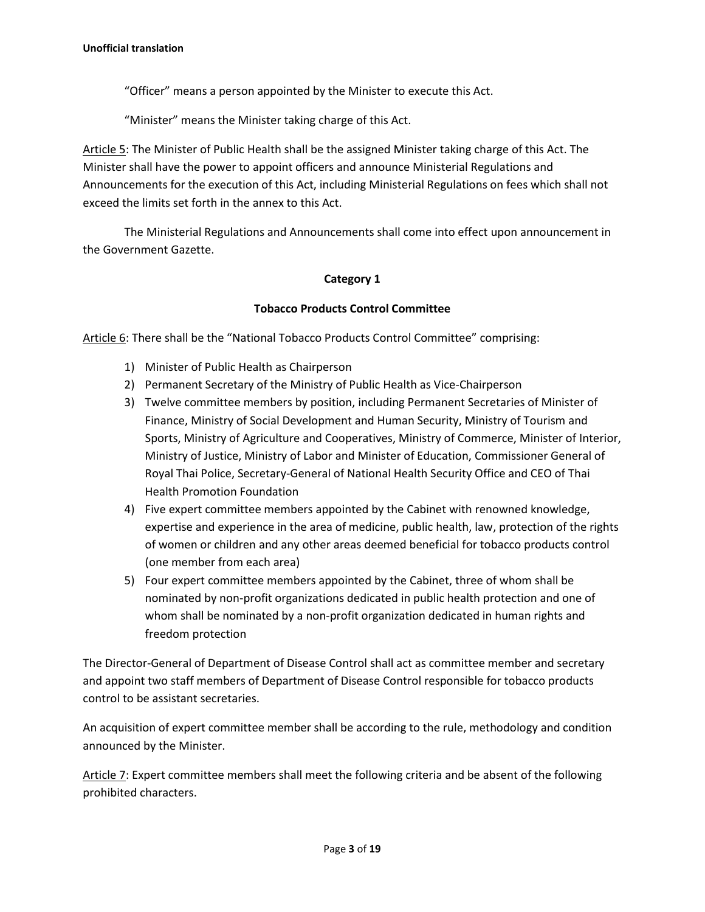"Officer" means a person appointed by the Minister to execute this Act.

"Minister" means the Minister taking charge of this Act.

Article 5: The Minister of Public Health shall be the assigned Minister taking charge of this Act. The Minister shall have the power to appoint officers and announce Ministerial Regulations and Announcements for the execution of this Act, including Ministerial Regulations on fees which shall not exceed the limits set forth in the annex to this Act.

The Ministerial Regulations and Announcements shall come into effect upon announcement in the Government Gazette.

**Category 1**

**Tobacco Products Control Committee**

Article 6: There shall be the "National Tobacco Products Control Committee" comprising:

1) Minister of Public Health as Chairperson
2) Permanent Secretary of the Ministry of Public Health as Vice-Chairperson
3) Twelve committee members by position, including Permanent Secretaries of Minister of Finance, Ministry of Social Development and Human Security, Ministry of Tourism and Sports, Ministry of Agriculture and Cooperatives, Ministry of Commerce, Minister of Interior, Ministry of Justice, Ministry of Labor and Minister of Education, Commissioner General of Royal Thai Police, Secretary-General of National Health Security Office and CEO of Thai Health Promotion Foundation
4) Five expert committee members appointed by the Cabinet with renowned knowledge, expertise and experience in the area of medicine, public health, law, protection of the rights of women or children and any other areas deemed beneficial for tobacco products control (one member from each area)
5) Four expert committee members appointed by the Cabinet, three of whom shall be nominated by non-profit organizations dedicated in public health protection and one of whom shall be nominated by a non-profit organization dedicated in human rights and freedom protection

The Director-General of Department of Disease Control shall act as committee member and secretary and appoint two staff members of Department of Disease Control responsible for tobacco products control to be assistant secretaries.

An acquisition of expert committee member shall be according to the rule, methodology and condition announced by the Minister.

Article 7: Expert committee members shall meet the following criteria and be absent of the following prohibited characters.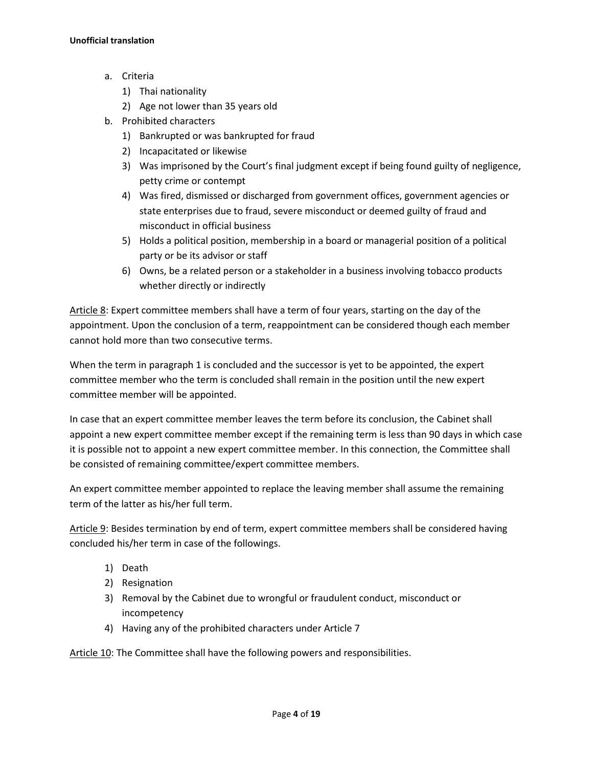**Unofficial translation**

- a. Criteria
    1) Thai nationality
    2) Age not lower than 35 years old
- b. Prohibited characters
    1) Bankrupted or was bankrupted for fraud
    2) Incapacitated or likewise
    3) Was imprisoned by the Court's final judgment except if being found guilty of negligence, petty crime or contempt
    4) Was fired, dismissed or discharged from government offices, government agencies or state enterprises due to fraud, severe misconduct or deemed guilty of fraud and misconduct in official business
    5) Holds a political position, membership in a board or managerial position of a political party or be its advisor or staff
    6) Owns, be a related person or a stakeholder in a business involving tobacco products whether directly or indirectly

Article 8: Expert committee members shall have a term of four years, starting on the day of the appointment. Upon the conclusion of a term, reappointment can be considered though each member cannot hold more than two consecutive terms.

When the term in paragraph 1 is concluded and the successor is yet to be appointed, the expert committee member who the term is concluded shall remain in the position until the new expert committee member will be appointed.

In case that an expert committee member leaves the term before its conclusion, the Cabinet shall appoint a new expert committee member except if the remaining term is less than 90 days in which case it is possible not to appoint a new expert committee member. In this connection, the Committee shall be consisted of remaining committee/expert committee members.

An expert committee member appointed to replace the leaving member shall assume the remaining term of the latter as his/her full term.

Article 9: Besides termination by end of term, expert committee members shall be considered having concluded his/her term in case of the followings.

1) Death
2) Resignation
3) Removal by the Cabinet due to wrongful or fraudulent conduct, misconduct or incompetency
4) Having any of the prohibited characters under Article 7

Article 10: The Committee shall have the following powers and responsibilities.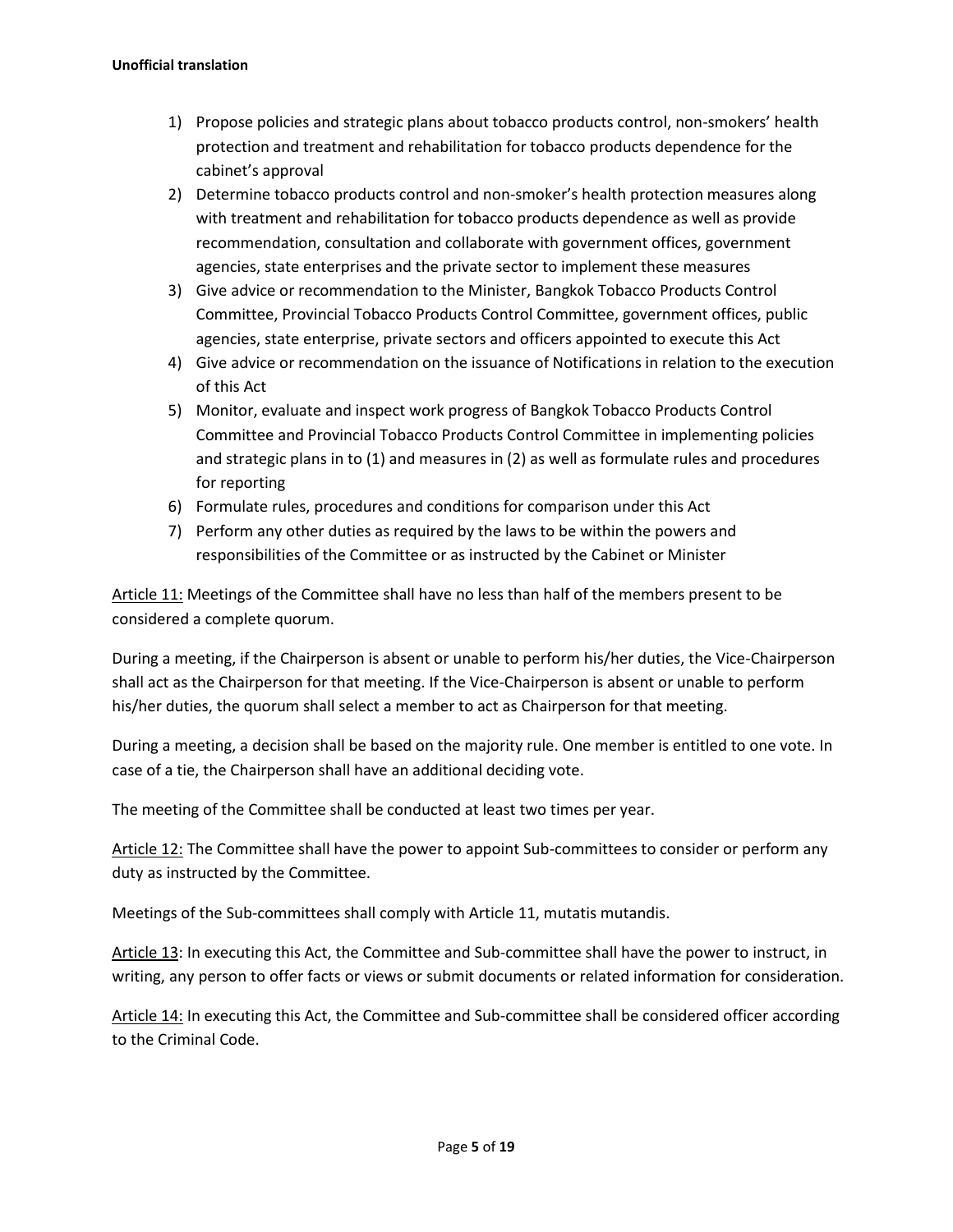1) Propose policies and strategic plans about tobacco products control, non-smokers' health protection and treatment and rehabilitation for tobacco products dependence for the cabinet's approval
2) Determine tobacco products control and non-smoker's health protection measures along with treatment and rehabilitation for tobacco products dependence as well as provide recommendation, consultation and collaborate with government offices, government agencies, state enterprises and the private sector to implement these measures
3) Give advice or recommendation to the Minister, Bangkok Tobacco Products Control Committee, Provincial Tobacco Products Control Committee, government offices, public agencies, state enterprise, private sectors and officers appointed to execute this Act
4) Give advice or recommendation on the issuance of Notifications in relation to the execution of this Act
5) Monitor, evaluate and inspect work progress of Bangkok Tobacco Products Control Committee and Provincial Tobacco Products Control Committee in implementing policies and strategic plans in to (1) and measures in (2) as well as formulate rules and procedures for reporting
6) Formulate rules, procedures and conditions for comparison under this Act
7) Perform any other duties as required by the laws to be within the powers and responsibilities of the Committee or as instructed by the Cabinet or Minister

<u>Article 11:</u> Meetings of the Committee shall have no less than half of the members present to be considered a complete quorum.

During a meeting, if the Chairperson is absent or unable to perform his/her duties, the Vice-Chairperson shall act as the Chairperson for that meeting. If the Vice-Chairperson is absent or unable to perform his/her duties, the quorum shall select a member to act as Chairperson for that meeting.

During a meeting, a decision shall be based on the majority rule. One member is entitled to one vote. In case of a tie, the Chairperson shall have an additional deciding vote.

The meeting of the Committee shall be conducted at least two times per year.

<u>Article 12:</u> The Committee shall have the power to appoint Sub-committees to consider or perform any duty as instructed by the Committee.

Meetings of the Sub-committees shall comply with Article 11, mutatis mutandis.

<u>Article 13</u>: In executing this Act, the Committee and Sub-committee shall have the power to instruct, in writing, any person to offer facts or views or submit documents or related information for consideration.

<u>Article 14:</u> In executing this Act, the Committee and Sub-committee shall be considered officer according to the Criminal Code.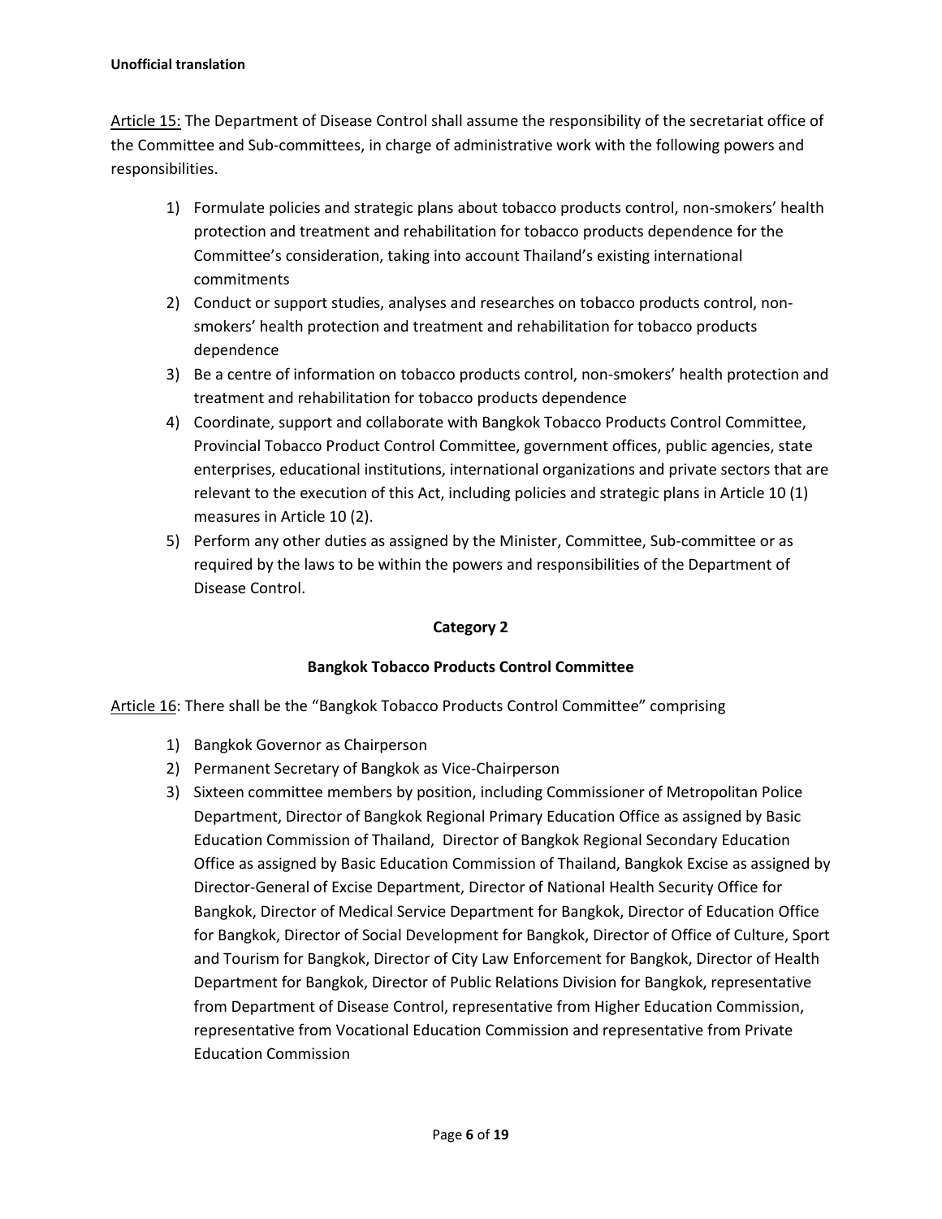Unofficial translation

Article 15: The Department of Disease Control shall assume the responsibility of the secretariat office of the Committee and Sub-committees, in charge of administrative work with the following powers and responsibilities.

1) Formulate policies and strategic plans about tobacco products control, non-smokers' health protection and treatment and rehabilitation for tobacco products dependence for the Committee's consideration, taking into account Thailand's existing international commitments
2) Conduct or support studies, analyses and researches on tobacco products control, non-smokers' health protection and treatment and rehabilitation for tobacco products dependence
3) Be a centre of information on tobacco products control, non-smokers' health protection and treatment and rehabilitation for tobacco products dependence
4) Coordinate, support and collaborate with Bangkok Tobacco Products Control Committee, Provincial Tobacco Product Control Committee, government offices, public agencies, state enterprises, educational institutions, international organizations and private sectors that are relevant to the execution of this Act, including policies and strategic plans in Article 10 (1) measures in Article 10 (2).
5) Perform any other duties as assigned by the Minister, Committee, Sub-committee or as required by the laws to be within the powers and responsibilities of the Department of Disease Control.

## Category 2

## Bangkok Tobacco Products Control Committee

Article 16: There shall be the "Bangkok Tobacco Products Control Committee" comprising

1) Bangkok Governor as Chairperson
2) Permanent Secretary of Bangkok as Vice-Chairperson
3) Sixteen committee members by position, including Commissioner of Metropolitan Police Department, Director of Bangkok Regional Primary Education Office as assigned by Basic Education Commission of Thailand, Director of Bangkok Regional Secondary Education Office as assigned by Basic Education Commission of Thailand, Bangkok Excise as assigned by Director-General of Excise Department, Director of National Health Security Office for Bangkok, Director of Medical Service Department for Bangkok, Director of Education Office for Bangkok, Director of Social Development for Bangkok, Director of Office of Culture, Sport and Tourism for Bangkok, Director of City Law Enforcement for Bangkok, Director of Health Department for Bangkok, Director of Public Relations Division for Bangkok, representative from Department of Disease Control, representative from Higher Education Commission, representative from Vocational Education Commission and representative from Private Education Commission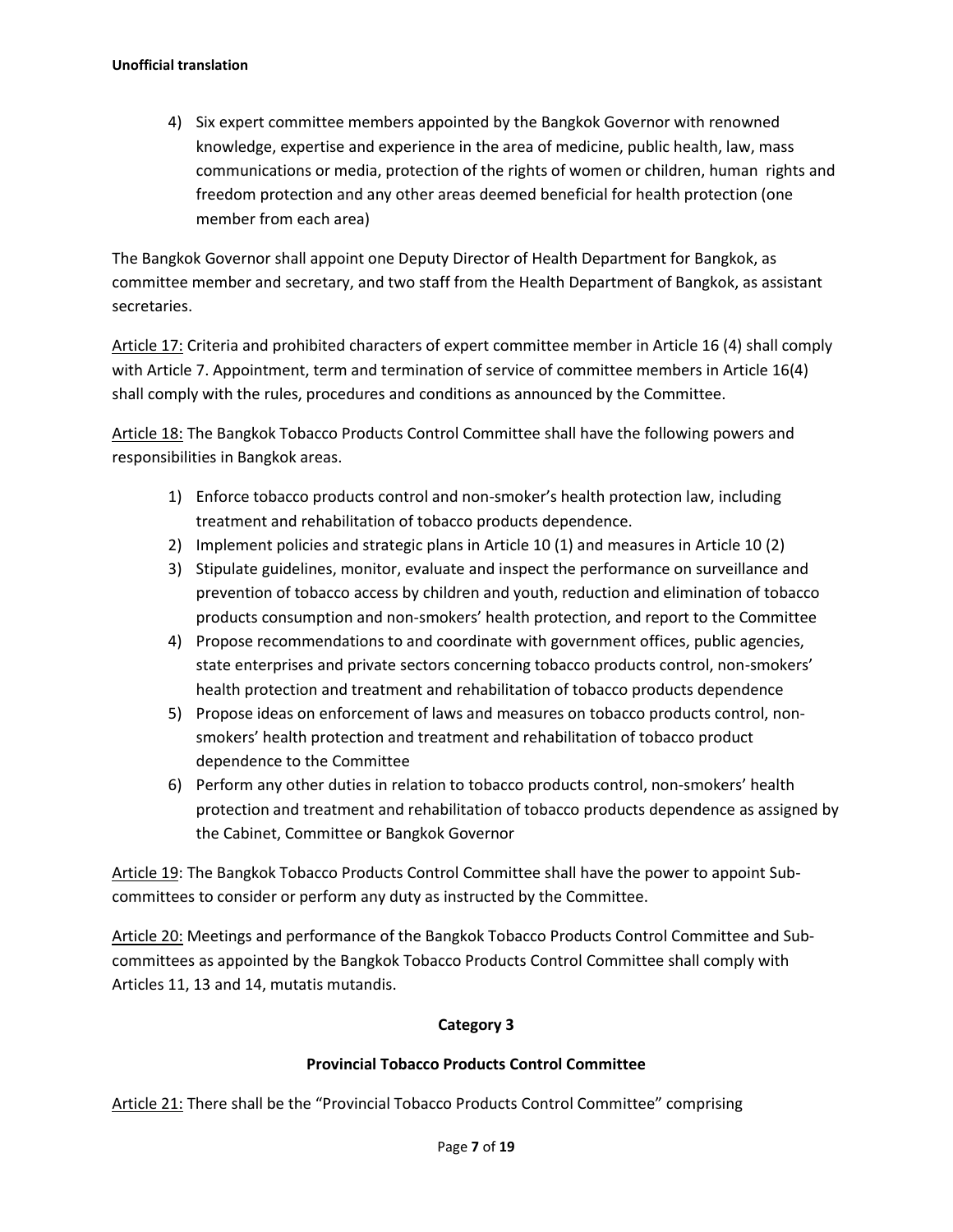4) Six expert committee members appointed by the Bangkok Governor with renowned knowledge, expertise and experience in the area of medicine, public health, law, mass communications or media, protection of the rights of women or children, human rights and freedom protection and any other areas deemed beneficial for health protection (one member from each area)

The Bangkok Governor shall appoint one Deputy Director of Health Department for Bangkok, as committee member and secretary, and two staff from the Health Department of Bangkok, as assistant secretaries.

Article 17: Criteria and prohibited characters of expert committee member in Article 16 (4) shall comply with Article 7. Appointment, term and termination of service of committee members in Article 16(4) shall comply with the rules, procedures and conditions as announced by the Committee.

Article 18: The Bangkok Tobacco Products Control Committee shall have the following powers and responsibilities in Bangkok areas.

1) Enforce tobacco products control and non-smoker's health protection law, including treatment and rehabilitation of tobacco products dependence.
2) Implement policies and strategic plans in Article 10 (1) and measures in Article 10 (2)
3) Stipulate guidelines, monitor, evaluate and inspect the performance on surveillance and prevention of tobacco access by children and youth, reduction and elimination of tobacco products consumption and non-smokers' health protection, and report to the Committee
4) Propose recommendations to and coordinate with government offices, public agencies, state enterprises and private sectors concerning tobacco products control, non-smokers' health protection and treatment and rehabilitation of tobacco products dependence
5) Propose ideas on enforcement of laws and measures on tobacco products control, non-smokers' health protection and treatment and rehabilitation of tobacco product dependence to the Committee
6) Perform any other duties in relation to tobacco products control, non-smokers' health protection and treatment and rehabilitation of tobacco products dependence as assigned by the Cabinet, Committee or Bangkok Governor

Article 19: The Bangkok Tobacco Products Control Committee shall have the power to appoint Sub-committees to consider or perform any duty as instructed by the Committee.

Article 20: Meetings and performance of the Bangkok Tobacco Products Control Committee and Sub-committees as appointed by the Bangkok Tobacco Products Control Committee shall comply with Articles 11, 13 and 14, mutatis mutandis.

## Category 3

### Provincial Tobacco Products Control Committee

Article 21: There shall be the "Provincial Tobacco Products Control Committee" comprising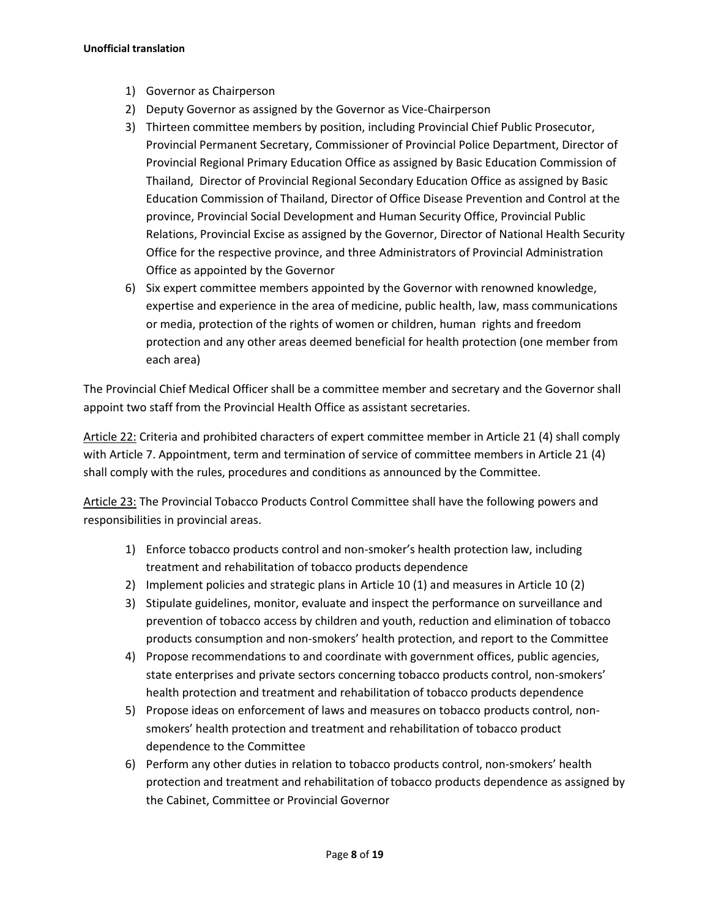**Unofficial translation**

1) Governor as Chairperson
2) Deputy Governor as assigned by the Governor as Vice-Chairperson
3) Thirteen committee members by position, including Provincial Chief Public Prosecutor, Provincial Permanent Secretary, Commissioner of Provincial Police Department, Director of Provincial Regional Primary Education Office as assigned by Basic Education Commission of Thailand, Director of Provincial Regional Secondary Education Office as assigned by Basic Education Commission of Thailand, Director of Office Disease Prevention and Control at the province, Provincial Social Development and Human Security Office, Provincial Public Relations, Provincial Excise as assigned by the Governor, Director of National Health Security Office for the respective province, and three Administrators of Provincial Administration Office as appointed by the Governor
6) Six expert committee members appointed by the Governor with renowned knowledge, expertise and experience in the area of medicine, public health, law, mass communications or media, protection of the rights of women or children, human rights and freedom protection and any other areas deemed beneficial for health protection (one member from each area)

The Provincial Chief Medical Officer shall be a committee member and secretary and the Governor shall appoint two staff from the Provincial Health Office as assistant secretaries.

<u>Article 22:</u> Criteria and prohibited characters of expert committee member in Article 21 (4) shall comply with Article 7. Appointment, term and termination of service of committee members in Article 21 (4) shall comply with the rules, procedures and conditions as announced by the Committee.

<u>Article 23:</u> The Provincial Tobacco Products Control Committee shall have the following powers and responsibilities in provincial areas.

1) Enforce tobacco products control and non-smoker's health protection law, including treatment and rehabilitation of tobacco products dependence
2) Implement policies and strategic plans in Article 10 (1) and measures in Article 10 (2)
3) Stipulate guidelines, monitor, evaluate and inspect the performance on surveillance and prevention of tobacco access by children and youth, reduction and elimination of tobacco products consumption and non-smokers' health protection, and report to the Committee
4) Propose recommendations to and coordinate with government offices, public agencies, state enterprises and private sectors concerning tobacco products control, non-smokers' health protection and treatment and rehabilitation of tobacco products dependence
5) Propose ideas on enforcement of laws and measures on tobacco products control, non-smokers' health protection and treatment and rehabilitation of tobacco product dependence to the Committee
6) Perform any other duties in relation to tobacco products control, non-smokers' health protection and treatment and rehabilitation of tobacco products dependence as assigned by the Cabinet, Committee or Provincial Governor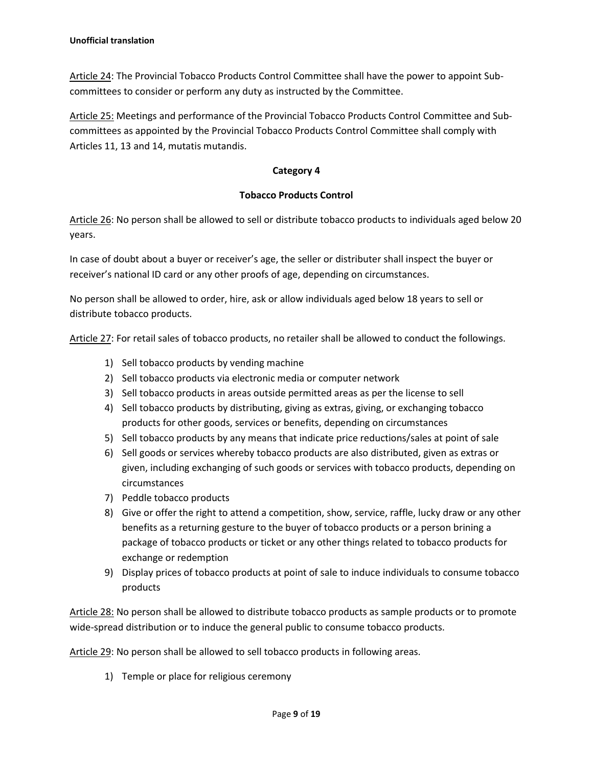Article 24: The Provincial Tobacco Products Control Committee shall have the power to appoint Sub-committees to consider or perform any duty as instructed by the Committee.

Article 25: Meetings and performance of the Provincial Tobacco Products Control Committee and Sub-committees as appointed by the Provincial Tobacco Products Control Committee shall comply with Articles 11, 13 and 14, mutatis mutandis.

## Category 4

## Tobacco Products Control

Article 26: No person shall be allowed to sell or distribute tobacco products to individuals aged below 20 years.

In case of doubt about a buyer or receiver's age, the seller or distributer shall inspect the buyer or receiver's national ID card or any other proofs of age, depending on circumstances.

No person shall be allowed to order, hire, ask or allow individuals aged below 18 years to sell or distribute tobacco products.

Article 27: For retail sales of tobacco products, no retailer shall be allowed to conduct the followings.

1) Sell tobacco products by vending machine
2) Sell tobacco products via electronic media or computer network
3) Sell tobacco products in areas outside permitted areas as per the license to sell
4) Sell tobacco products by distributing, giving as extras, giving, or exchanging tobacco products for other goods, services or benefits, depending on circumstances
5) Sell tobacco products by any means that indicate price reductions/sales at point of sale
6) Sell goods or services whereby tobacco products are also distributed, given as extras or given, including exchanging of such goods or services with tobacco products, depending on circumstances
7) Peddle tobacco products
8) Give or offer the right to attend a competition, show, service, raffle, lucky draw or any other benefits as a returning gesture to the buyer of tobacco products or a person brining a package of tobacco products or ticket or any other things related to tobacco products for exchange or redemption
9) Display prices of tobacco products at point of sale to induce individuals to consume tobacco products

Article 28: No person shall be allowed to distribute tobacco products as sample products or to promote wide-spread distribution or to induce the general public to consume tobacco products.

Article 29: No person shall be allowed to sell tobacco products in following areas.

1) Temple or place for religious ceremony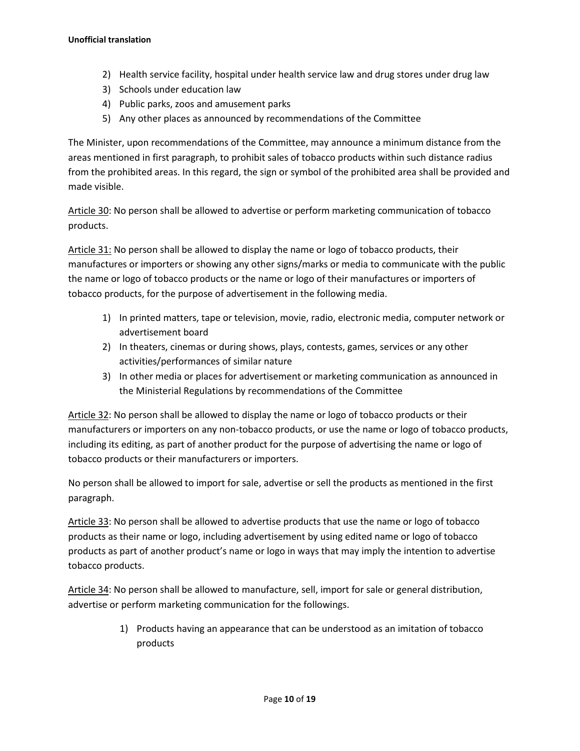2) Health service facility, hospital under health service law and drug stores under drug law
3) Schools under education law
4) Public parks, zoos and amusement parks
5) Any other places as announced by recommendations of the Committee

The Minister, upon recommendations of the Committee, may announce a minimum distance from the areas mentioned in first paragraph, to prohibit sales of tobacco products within such distance radius from the prohibited areas. In this regard, the sign or symbol of the prohibited area shall be provided and made visible.

Article 30: No person shall be allowed to advertise or perform marketing communication of tobacco products.

Article 31: No person shall be allowed to display the name or logo of tobacco products, their manufactures or importers or showing any other signs/marks or media to communicate with the public the name or logo of tobacco products or the name or logo of their manufactures or importers of tobacco products, for the purpose of advertisement in the following media.

1) In printed matters, tape or television, movie, radio, electronic media, computer network or advertisement board
2) In theaters, cinemas or during shows, plays, contests, games, services or any other activities/performances of similar nature
3) In other media or places for advertisement or marketing communication as announced in the Ministerial Regulations by recommendations of the Committee

Article 32: No person shall be allowed to display the name or logo of tobacco products or their manufacturers or importers on any non-tobacco products, or use the name or logo of tobacco products, including its editing, as part of another product for the purpose of advertising the name or logo of tobacco products or their manufacturers or importers.

No person shall be allowed to import for sale, advertise or sell the products as mentioned in the first paragraph.

Article 33: No person shall be allowed to advertise products that use the name or logo of tobacco products as their name or logo, including advertisement by using edited name or logo of tobacco products as part of another product's name or logo in ways that may imply the intention to advertise tobacco products.

Article 34: No person shall be allowed to manufacture, sell, import for sale or general distribution, advertise or perform marketing communication for the followings.

1) Products having an appearance that can be understood as an imitation of tobacco products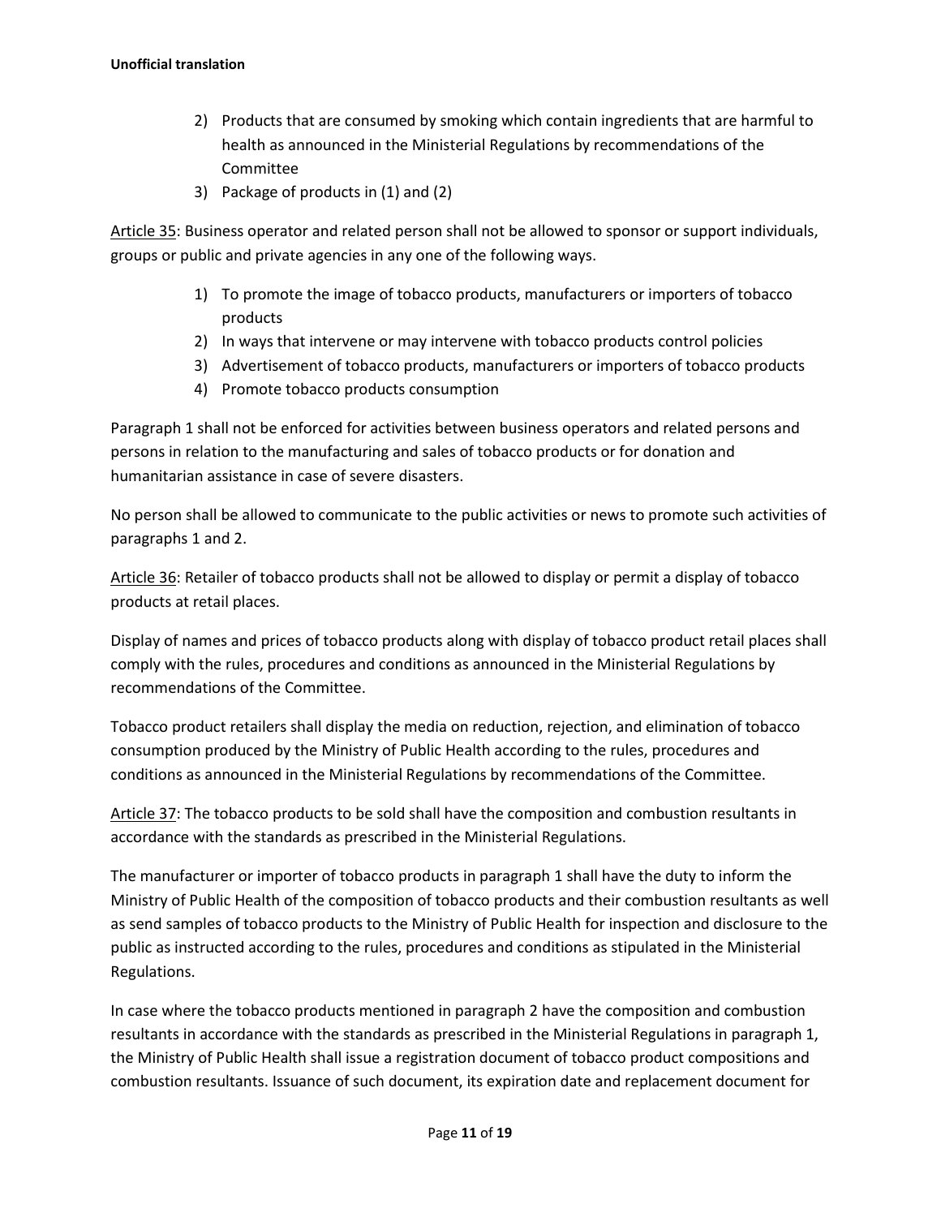2) Products that are consumed by smoking which contain ingredients that are harmful to health as announced in the Ministerial Regulations by recommendations of the Committee
3) Package of products in (1) and (2)

Article 35: Business operator and related person shall not be allowed to sponsor or support individuals, groups or public and private agencies in any one of the following ways.

1) To promote the image of tobacco products, manufacturers or importers of tobacco products
2) In ways that intervene or may intervene with tobacco products control policies
3) Advertisement of tobacco products, manufacturers or importers of tobacco products
4) Promote tobacco products consumption

Paragraph 1 shall not be enforced for activities between business operators and related persons and persons in relation to the manufacturing and sales of tobacco products or for donation and humanitarian assistance in case of severe disasters.

No person shall be allowed to communicate to the public activities or news to promote such activities of paragraphs 1 and 2.

Article 36: Retailer of tobacco products shall not be allowed to display or permit a display of tobacco products at retail places.

Display of names and prices of tobacco products along with display of tobacco product retail places shall comply with the rules, procedures and conditions as announced in the Ministerial Regulations by recommendations of the Committee.

Tobacco product retailers shall display the media on reduction, rejection, and elimination of tobacco consumption produced by the Ministry of Public Health according to the rules, procedures and conditions as announced in the Ministerial Regulations by recommendations of the Committee.

Article 37: The tobacco products to be sold shall have the composition and combustion resultants in accordance with the standards as prescribed in the Ministerial Regulations.

The manufacturer or importer of tobacco products in paragraph 1 shall have the duty to inform the Ministry of Public Health of the composition of tobacco products and their combustion resultants as well as send samples of tobacco products to the Ministry of Public Health for inspection and disclosure to the public as instructed according to the rules, procedures and conditions as stipulated in the Ministerial Regulations.

In case where the tobacco products mentioned in paragraph 2 have the composition and combustion resultants in accordance with the standards as prescribed in the Ministerial Regulations in paragraph 1, the Ministry of Public Health shall issue a registration document of tobacco product compositions and combustion resultants. Issuance of such document, its expiration date and replacement document for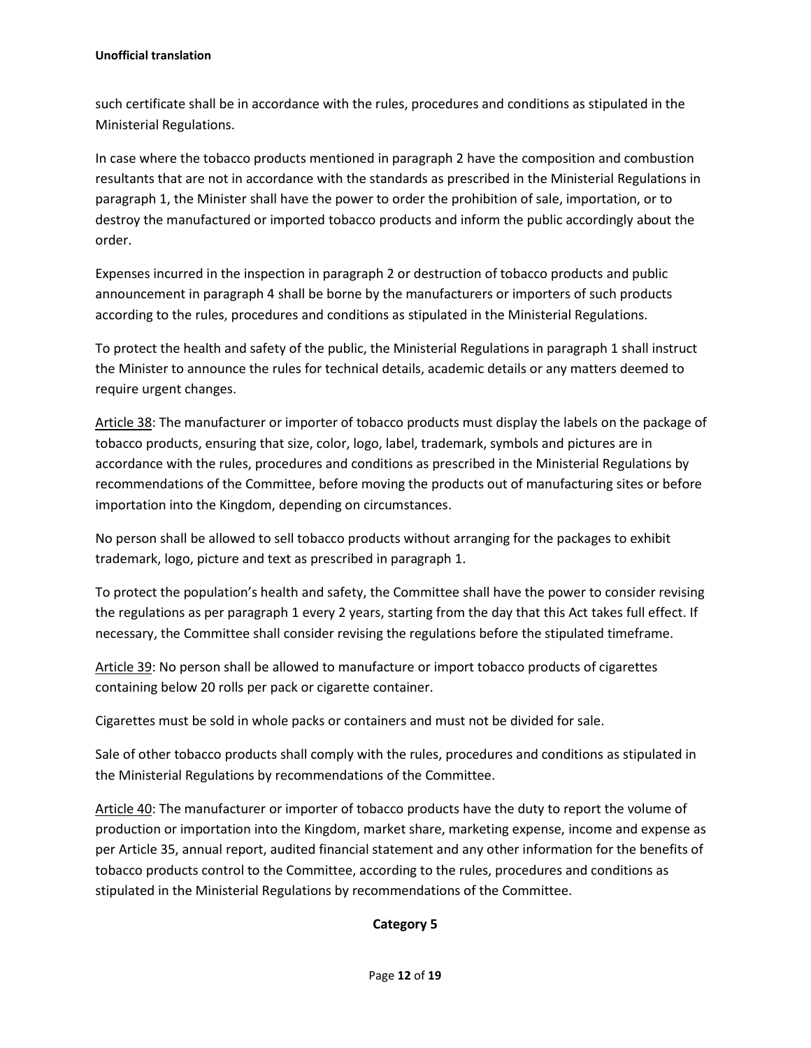such certificate shall be in accordance with the rules, procedures and conditions as stipulated in the Ministerial Regulations.

In case where the tobacco products mentioned in paragraph 2 have the composition and combustion resultants that are not in accordance with the standards as prescribed in the Ministerial Regulations in paragraph 1, the Minister shall have the power to order the prohibition of sale, importation, or to destroy the manufactured or imported tobacco products and inform the public accordingly about the order.

Expenses incurred in the inspection in paragraph 2 or destruction of tobacco products and public announcement in paragraph 4 shall be borne by the manufacturers or importers of such products according to the rules, procedures and conditions as stipulated in the Ministerial Regulations.

To protect the health and safety of the public, the Ministerial Regulations in paragraph 1 shall instruct the Minister to announce the rules for technical details, academic details or any matters deemed to require urgent changes.

<u>Article 38</u>: The manufacturer or importer of tobacco products must display the labels on the package of tobacco products, ensuring that size, color, logo, label, trademark, symbols and pictures are in accordance with the rules, procedures and conditions as prescribed in the Ministerial Regulations by recommendations of the Committee, before moving the products out of manufacturing sites or before importation into the Kingdom, depending on circumstances.

No person shall be allowed to sell tobacco products without arranging for the packages to exhibit trademark, logo, picture and text as prescribed in paragraph 1.

To protect the population's health and safety, the Committee shall have the power to consider revising the regulations as per paragraph 1 every 2 years, starting from the day that this Act takes full effect. If necessary, the Committee shall consider revising the regulations before the stipulated timeframe.

<u>Article 39</u>: No person shall be allowed to manufacture or import tobacco products of cigarettes containing below 20 rolls per pack or cigarette container.

Cigarettes must be sold in whole packs or containers and must not be divided for sale.

Sale of other tobacco products shall comply with the rules, procedures and conditions as stipulated in the Ministerial Regulations by recommendations of the Committee.

<u>Article 40</u>: The manufacturer or importer of tobacco products have the duty to report the volume of production or importation into the Kingdom, market share, marketing expense, income and expense as per Article 35, annual report, audited financial statement and any other information for the benefits of tobacco products control to the Committee, according to the rules, procedures and conditions as stipulated in the Ministerial Regulations by recommendations of the Committee.

**Category 5**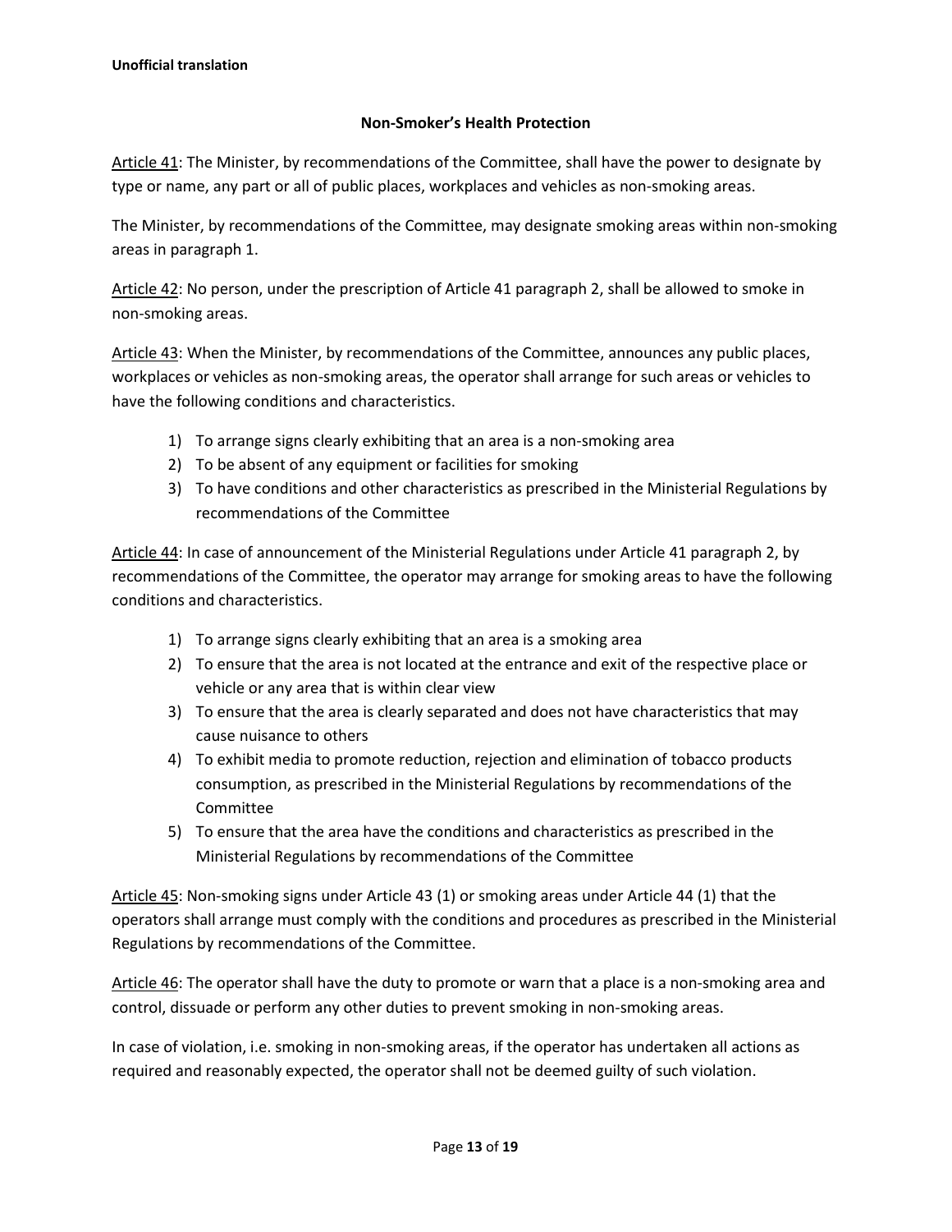**Unofficial translation**

## Non-Smoker's Health Protection

Article 41: The Minister, by recommendations of the Committee, shall have the power to designate by type or name, any part or all of public places, workplaces and vehicles as non-smoking areas.

The Minister, by recommendations of the Committee, may designate smoking areas within non-smoking areas in paragraph 1.

Article 42: No person, under the prescription of Article 41 paragraph 2, shall be allowed to smoke in non-smoking areas.

Article 43: When the Minister, by recommendations of the Committee, announces any public places, workplaces or vehicles as non-smoking areas, the operator shall arrange for such areas or vehicles to have the following conditions and characteristics.

1) To arrange signs clearly exhibiting that an area is a non-smoking area
2) To be absent of any equipment or facilities for smoking
3) To have conditions and other characteristics as prescribed in the Ministerial Regulations by recommendations of the Committee

Article 44: In case of announcement of the Ministerial Regulations under Article 41 paragraph 2, by recommendations of the Committee, the operator may arrange for smoking areas to have the following conditions and characteristics.

1) To arrange signs clearly exhibiting that an area is a smoking area
2) To ensure that the area is not located at the entrance and exit of the respective place or vehicle or any area that is within clear view
3) To ensure that the area is clearly separated and does not have characteristics that may cause nuisance to others
4) To exhibit media to promote reduction, rejection and elimination of tobacco products consumption, as prescribed in the Ministerial Regulations by recommendations of the Committee
5) To ensure that the area have the conditions and characteristics as prescribed in the Ministerial Regulations by recommendations of the Committee

Article 45: Non-smoking signs under Article 43 (1) or smoking areas under Article 44 (1) that the operators shall arrange must comply with the conditions and procedures as prescribed in the Ministerial Regulations by recommendations of the Committee.

Article 46: The operator shall have the duty to promote or warn that a place is a non-smoking area and control, dissuade or perform any other duties to prevent smoking in non-smoking areas.

In case of violation, i.e. smoking in non-smoking areas, if the operator has undertaken all actions as required and reasonably expected, the operator shall not be deemed guilty of such violation.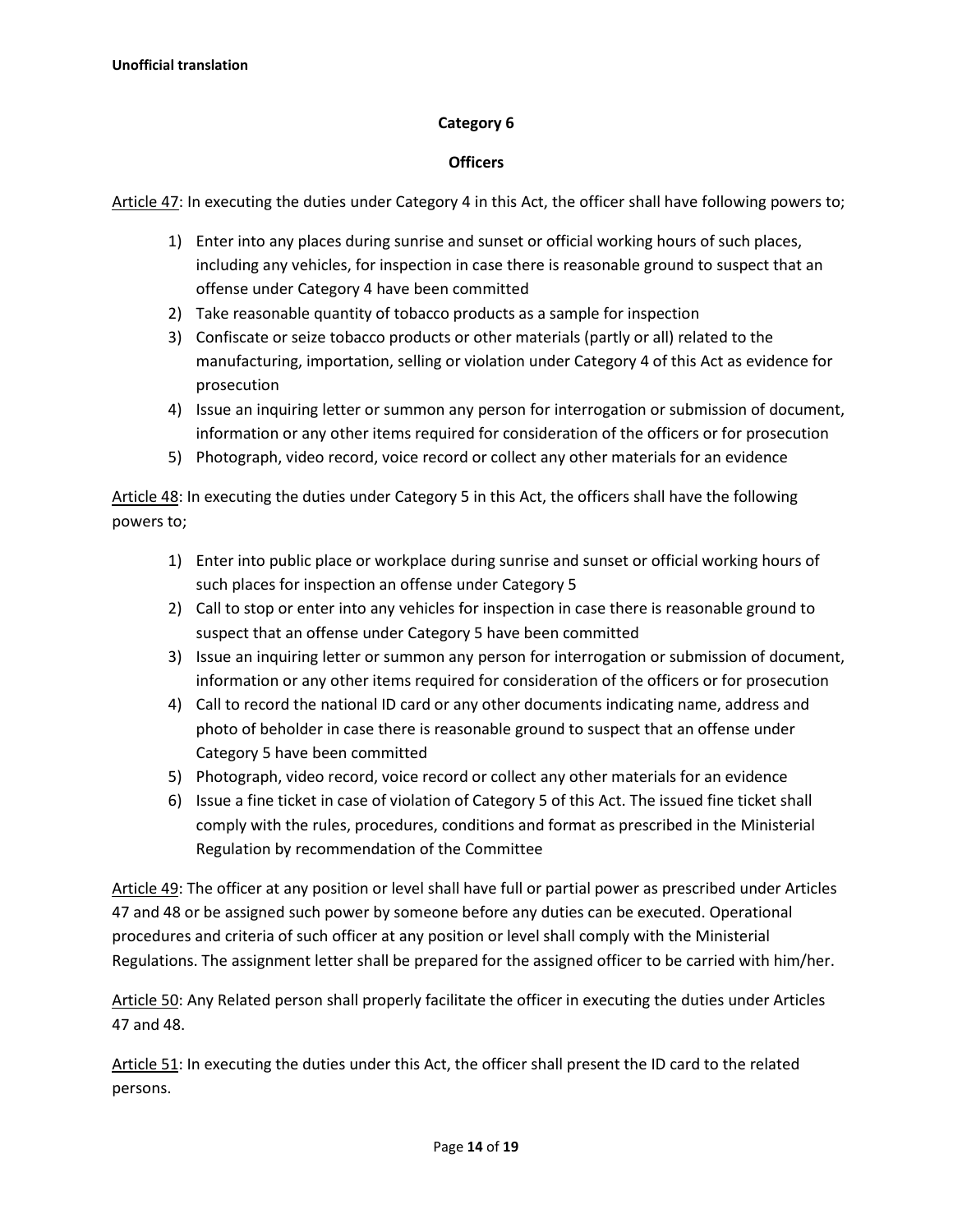**Unofficial translation**

## Category 6

### Officers

<u>Article 47</u>: In executing the duties under Category 4 in this Act, the officer shall have following powers to;

1) Enter into any places during sunrise and sunset or official working hours of such places, including any vehicles, for inspection in case there is reasonable ground to suspect that an offense under Category 4 have been committed
2) Take reasonable quantity of tobacco products as a sample for inspection
3) Confiscate or seize tobacco products or other materials (partly or all) related to the manufacturing, importation, selling or violation under Category 4 of this Act as evidence for prosecution
4) Issue an inquiring letter or summon any person for interrogation or submission of document, information or any other items required for consideration of the officers or for prosecution
5) Photograph, video record, voice record or collect any other materials for an evidence

<u>Article 48</u>: In executing the duties under Category 5 in this Act, the officers shall have the following powers to;

1) Enter into public place or workplace during sunrise and sunset or official working hours of such places for inspection an offense under Category 5
2) Call to stop or enter into any vehicles for inspection in case there is reasonable ground to suspect that an offense under Category 5 have been committed
3) Issue an inquiring letter or summon any person for interrogation or submission of document, information or any other items required for consideration of the officers or for prosecution
4) Call to record the national ID card or any other documents indicating name, address and photo of beholder in case there is reasonable ground to suspect that an offense under Category 5 have been committed
5) Photograph, video record, voice record or collect any other materials for an evidence
6) Issue a fine ticket in case of violation of Category 5 of this Act. The issued fine ticket shall comply with the rules, procedures, conditions and format as prescribed in the Ministerial Regulation by recommendation of the Committee

<u>Article 49</u>: The officer at any position or level shall have full or partial power as prescribed under Articles 47 and 48 or be assigned such power by someone before any duties can be executed. Operational procedures and criteria of such officer at any position or level shall comply with the Ministerial Regulations. The assignment letter shall be prepared for the assigned officer to be carried with him/her.

<u>Article 50</u>: Any Related person shall properly facilitate the officer in executing the duties under Articles 47 and 48.

<u>Article 51</u>: In executing the duties under this Act, the officer shall present the ID card to the related persons.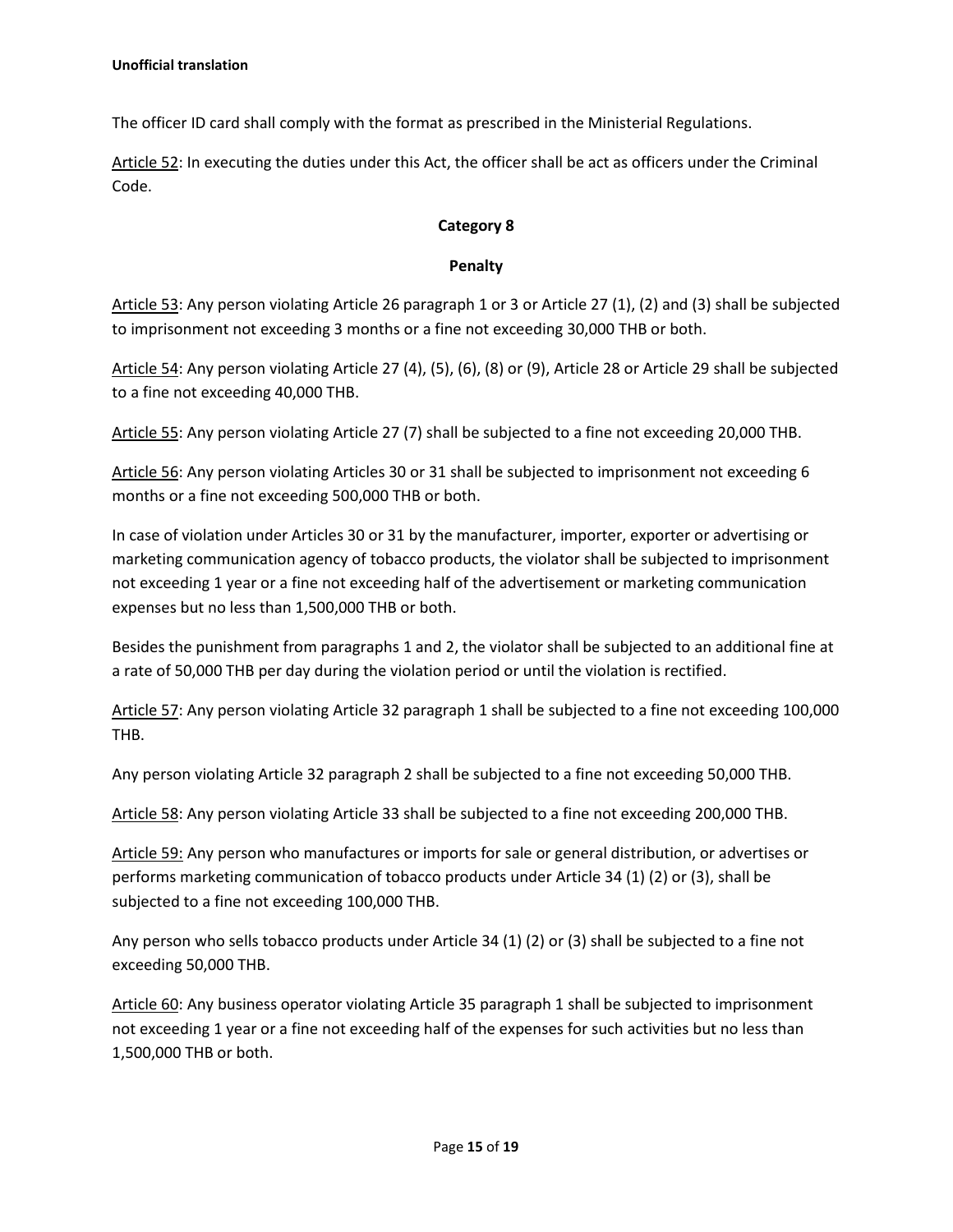The officer ID card shall comply with the format as prescribed in the Ministerial Regulations.

Article 52: In executing the duties under this Act, the officer shall be act as officers under the Criminal Code.

## Category 8

## Penalty

Article 53: Any person violating Article 26 paragraph 1 or 3 or Article 27 (1), (2) and (3) shall be subjected to imprisonment not exceeding 3 months or a fine not exceeding 30,000 THB or both.

Article 54: Any person violating Article 27 (4), (5), (6), (8) or (9), Article 28 or Article 29 shall be subjected to a fine not exceeding 40,000 THB.

Article 55: Any person violating Article 27 (7) shall be subjected to a fine not exceeding 20,000 THB.

Article 56: Any person violating Articles 30 or 31 shall be subjected to imprisonment not exceeding 6 months or a fine not exceeding 500,000 THB or both.

In case of violation under Articles 30 or 31 by the manufacturer, importer, exporter or advertising or marketing communication agency of tobacco products, the violator shall be subjected to imprisonment not exceeding 1 year or a fine not exceeding half of the advertisement or marketing communication expenses but no less than 1,500,000 THB or both.

Besides the punishment from paragraphs 1 and 2, the violator shall be subjected to an additional fine at a rate of 50,000 THB per day during the violation period or until the violation is rectified.

Article 57: Any person violating Article 32 paragraph 1 shall be subjected to a fine not exceeding 100,000 THB.

Any person violating Article 32 paragraph 2 shall be subjected to a fine not exceeding 50,000 THB.

Article 58: Any person violating Article 33 shall be subjected to a fine not exceeding 200,000 THB.

Article 59: Any person who manufactures or imports for sale or general distribution, or advertises or performs marketing communication of tobacco products under Article 34 (1) (2) or (3), shall be subjected to a fine not exceeding 100,000 THB.

Any person who sells tobacco products under Article 34 (1) (2) or (3) shall be subjected to a fine not exceeding 50,000 THB.

Article 60: Any business operator violating Article 35 paragraph 1 shall be subjected to imprisonment not exceeding 1 year or a fine not exceeding half of the expenses for such activities but no less than 1,500,000 THB or both.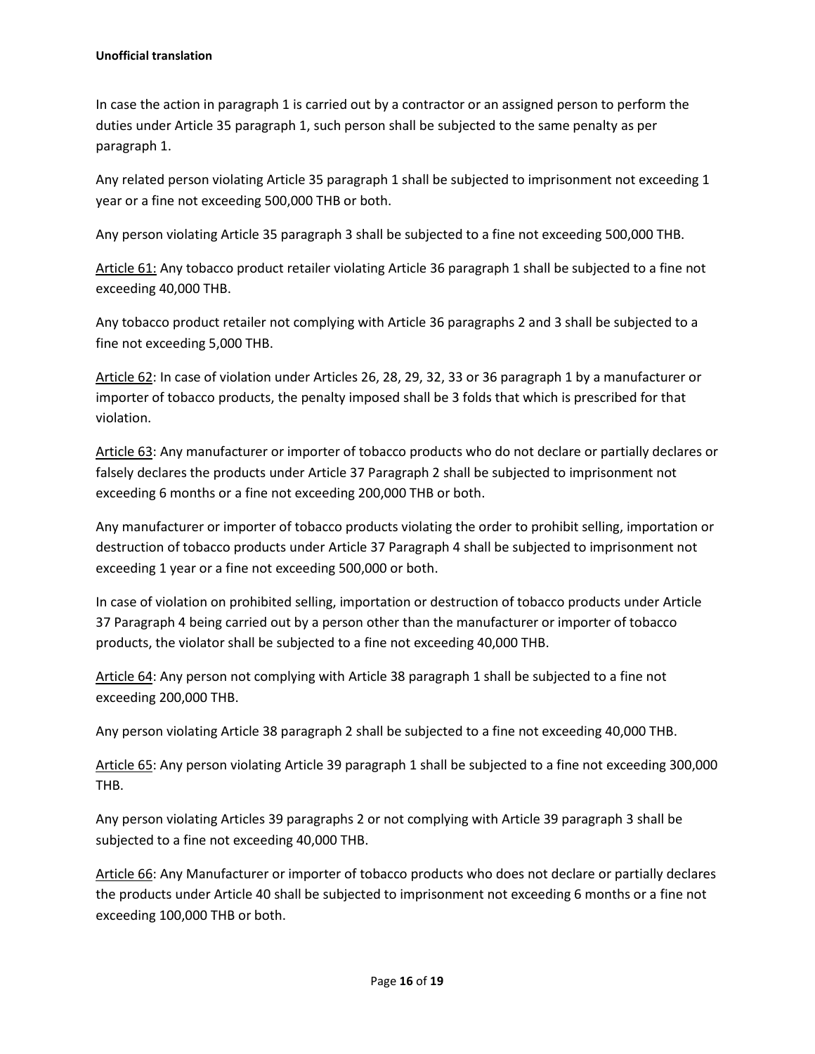In case the action in paragraph 1 is carried out by a contractor or an assigned person to perform the duties under Article 35 paragraph 1, such person shall be subjected to the same penalty as per paragraph 1.

Any related person violating Article 35 paragraph 1 shall be subjected to imprisonment not exceeding 1 year or a fine not exceeding 500,000 THB or both.

Any person violating Article 35 paragraph 3 shall be subjected to a fine not exceeding 500,000 THB.

<u>Article 61:</u> Any tobacco product retailer violating Article 36 paragraph 1 shall be subjected to a fine not exceeding 40,000 THB.

Any tobacco product retailer not complying with Article 36 paragraphs 2 and 3 shall be subjected to a fine not exceeding 5,000 THB.

<u>Article 62</u>: In case of violation under Articles 26, 28, 29, 32, 33 or 36 paragraph 1 by a manufacturer or importer of tobacco products, the penalty imposed shall be 3 folds that which is prescribed for that violation.

<u>Article 63</u>: Any manufacturer or importer of tobacco products who do not declare or partially declares or falsely declares the products under Article 37 Paragraph 2 shall be subjected to imprisonment not exceeding 6 months or a fine not exceeding 200,000 THB or both.

Any manufacturer or importer of tobacco products violating the order to prohibit selling, importation or destruction of tobacco products under Article 37 Paragraph 4 shall be subjected to imprisonment not exceeding 1 year or a fine not exceeding 500,000 or both.

In case of violation on prohibited selling, importation or destruction of tobacco products under Article 37 Paragraph 4 being carried out by a person other than the manufacturer or importer of tobacco products, the violator shall be subjected to a fine not exceeding 40,000 THB.

<u>Article 64</u>: Any person not complying with Article 38 paragraph 1 shall be subjected to a fine not exceeding 200,000 THB.

Any person violating Article 38 paragraph 2 shall be subjected to a fine not exceeding 40,000 THB.

<u>Article 65</u>: Any person violating Article 39 paragraph 1 shall be subjected to a fine not exceeding 300,000 THB.

Any person violating Articles 39 paragraphs 2 or not complying with Article 39 paragraph 3 shall be subjected to a fine not exceeding 40,000 THB.

<u>Article 66</u>: Any Manufacturer or importer of tobacco products who does not declare or partially declares the products under Article 40 shall be subjected to imprisonment not exceeding 6 months or a fine not exceeding 100,000 THB or both.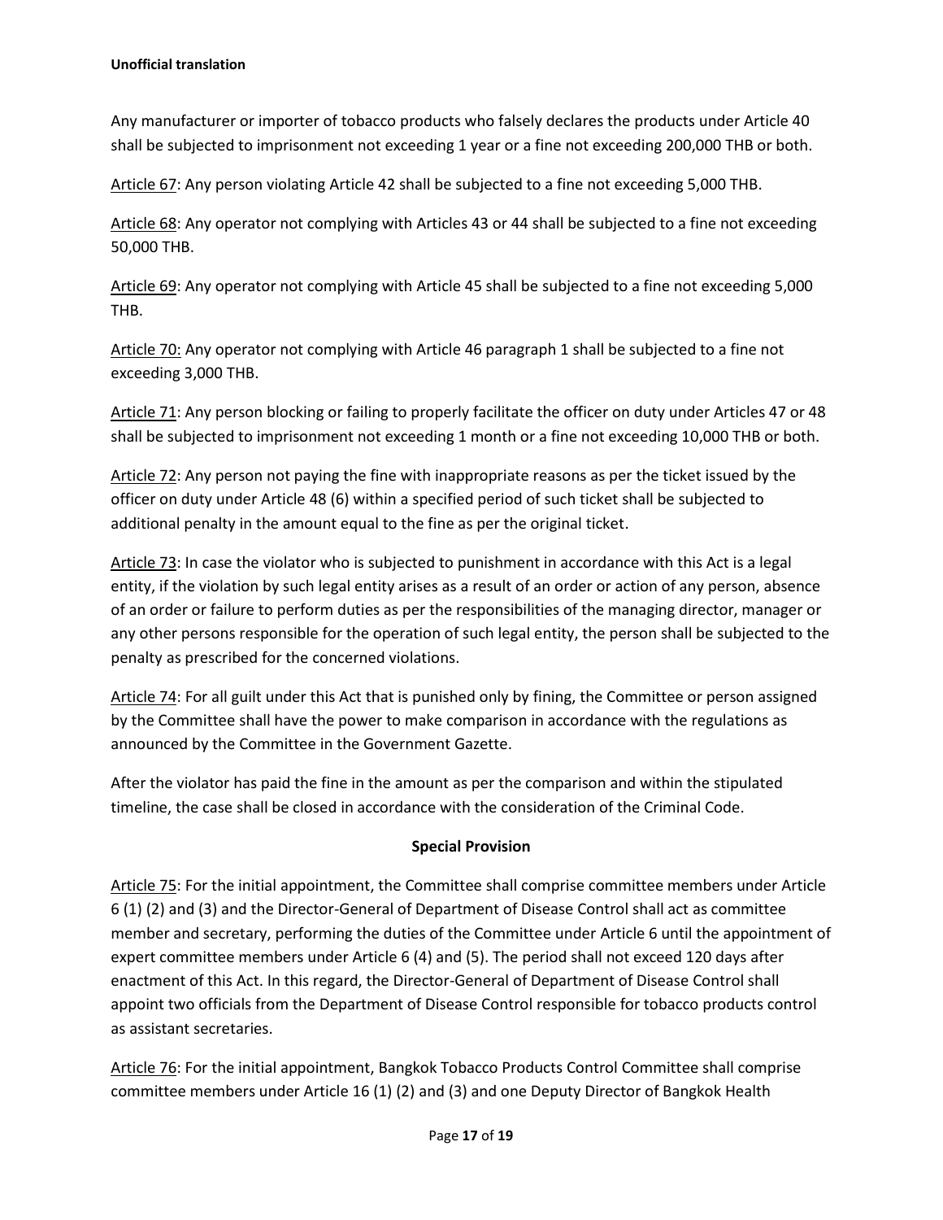Any manufacturer or importer of tobacco products who falsely declares the products under Article 40 shall be subjected to imprisonment not exceeding 1 year or a fine not exceeding 200,000 THB or both.

Article 67: Any person violating Article 42 shall be subjected to a fine not exceeding 5,000 THB.

Article 68: Any operator not complying with Articles 43 or 44 shall be subjected to a fine not exceeding 50,000 THB.

Article 69: Any operator not complying with Article 45 shall be subjected to a fine not exceeding 5,000 THB.

Article 70: Any operator not complying with Article 46 paragraph 1 shall be subjected to a fine not exceeding 3,000 THB.

Article 71: Any person blocking or failing to properly facilitate the officer on duty under Articles 47 or 48 shall be subjected to imprisonment not exceeding 1 month or a fine not exceeding 10,000 THB or both.

Article 72: Any person not paying the fine with inappropriate reasons as per the ticket issued by the officer on duty under Article 48 (6) within a specified period of such ticket shall be subjected to additional penalty in the amount equal to the fine as per the original ticket.

Article 73: In case the violator who is subjected to punishment in accordance with this Act is a legal entity, if the violation by such legal entity arises as a result of an order or action of any person, absence of an order or failure to perform duties as per the responsibilities of the managing director, manager or any other persons responsible for the operation of such legal entity, the person shall be subjected to the penalty as prescribed for the concerned violations.

Article 74: For all guilt under this Act that is punished only by fining, the Committee or person assigned by the Committee shall have the power to make comparison in accordance with the regulations as announced by the Committee in the Government Gazette.

After the violator has paid the fine in the amount as per the comparison and within the stipulated timeline, the case shall be closed in accordance with the consideration of the Criminal Code.

## Special Provision

Article 75: For the initial appointment, the Committee shall comprise committee members under Article 6 (1) (2) and (3) and the Director-General of Department of Disease Control shall act as committee member and secretary, performing the duties of the Committee under Article 6 until the appointment of expert committee members under Article 6 (4) and (5). The period shall not exceed 120 days after enactment of this Act. In this regard, the Director-General of Department of Disease Control shall appoint two officials from the Department of Disease Control responsible for tobacco products control as assistant secretaries.

Article 76: For the initial appointment, Bangkok Tobacco Products Control Committee shall comprise committee members under Article 16 (1) (2) and (3) and one Deputy Director of Bangkok Health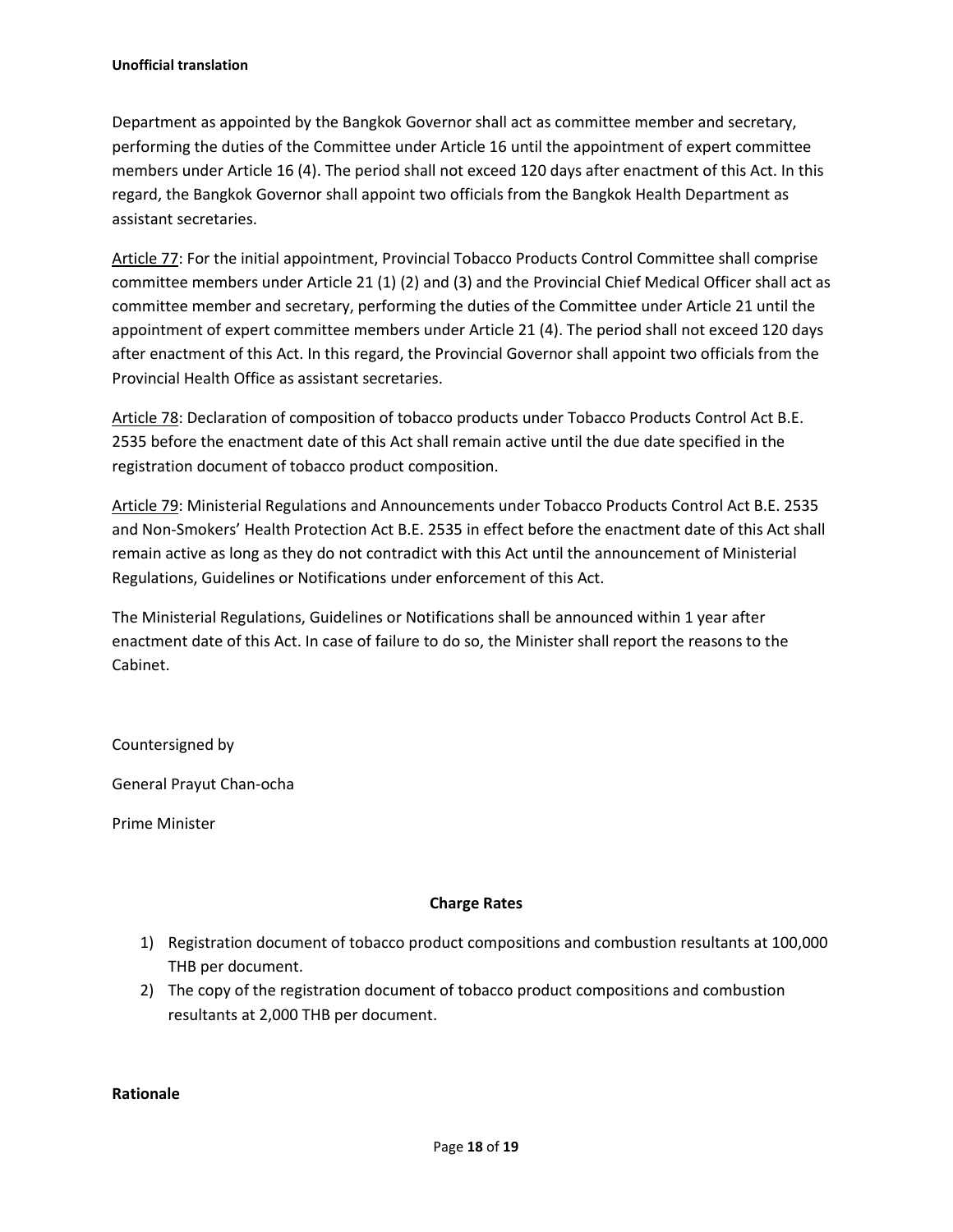Department as appointed by the Bangkok Governor shall act as committee member and secretary, performing the duties of the Committee under Article 16 until the appointment of expert committee members under Article 16 (4). The period shall not exceed 120 days after enactment of this Act. In this regard, the Bangkok Governor shall appoint two officials from the Bangkok Health Department as assistant secretaries.

Article 77: For the initial appointment, Provincial Tobacco Products Control Committee shall comprise committee members under Article 21 (1) (2) and (3) and the Provincial Chief Medical Officer shall act as committee member and secretary, performing the duties of the Committee under Article 21 until the appointment of expert committee members under Article 21 (4). The period shall not exceed 120 days after enactment of this Act. In this regard, the Provincial Governor shall appoint two officials from the Provincial Health Office as assistant secretaries.

Article 78: Declaration of composition of tobacco products under Tobacco Products Control Act B.E. 2535 before the enactment date of this Act shall remain active until the due date specified in the registration document of tobacco product composition.

Article 79: Ministerial Regulations and Announcements under Tobacco Products Control Act B.E. 2535 and Non-Smokers' Health Protection Act B.E. 2535 in effect before the enactment date of this Act shall remain active as long as they do not contradict with this Act until the announcement of Ministerial Regulations, Guidelines or Notifications under enforcement of this Act.

The Ministerial Regulations, Guidelines or Notifications shall be announced within 1 year after enactment date of this Act. In case of failure to do so, the Minister shall report the reasons to the Cabinet.

Countersigned by

General Prayut Chan-ocha

Prime Minister

**Charge Rates**

1) Registration document of tobacco product compositions and combustion resultants at 100,000 THB per document.
2) The copy of the registration document of tobacco product compositions and combustion resultants at 2,000 THB per document.

**Rationale**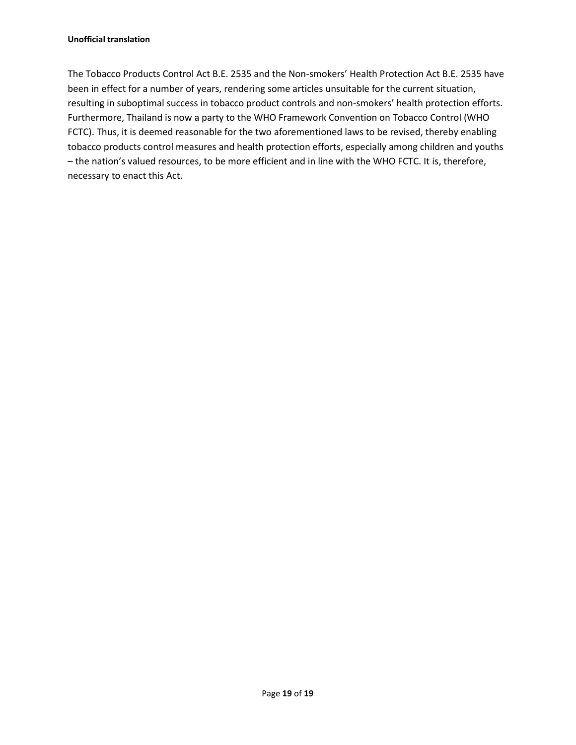**Unofficial translation**

The Tobacco Products Control Act B.E. 2535 and the Non-smokers' Health Protection Act B.E. 2535 have been in effect for a number of years, rendering some articles unsuitable for the current situation, resulting in suboptimal success in tobacco product controls and non-smokers' health protection efforts. Furthermore, Thailand is now a party to the WHO Framework Convention on Tobacco Control (WHO FCTC). Thus, it is deemed reasonable for the two aforementioned laws to be revised, thereby enabling tobacco products control measures and health protection efforts, especially among children and youths – the nation's valued resources, to be more efficient and in line with the WHO FCTC. It is, therefore, necessary to enact this Act.